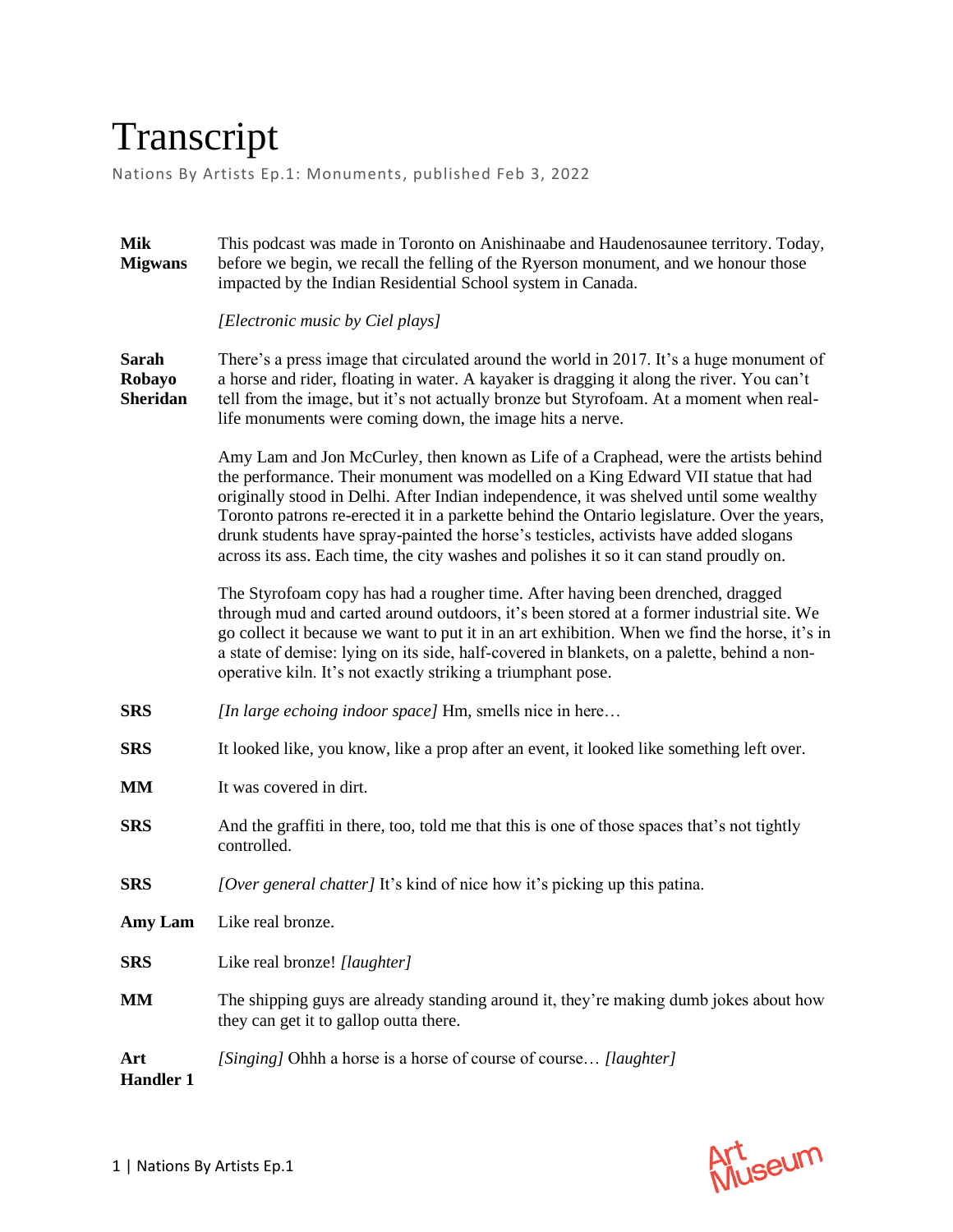# Transcript

Nations By Artists Ep.1: Monuments, published Feb 3, 2022

**Mik Migwans**: This podcast was made in Toronto on Anishinaabe and Haudenosaunee territory. Today, before we begin, we recall the felling of the Ryerson monument, and we honour those impacted by the Indian Residential School system in Canada.

*[Electronic music by Ciel plays]*

**Sarah Robayo Sheridan**: There's a press image that circulated around the world in 2017. It's a huge monument of a horse and rider, floating in water. A kayaker is dragging it along the river. You can't tell from the image, but it's not actually bronze but Styrofoam. At a moment when real-life monuments were coming down, the image hits a nerve.

Amy Lam and Jon McCurley, then known as Life of a Craphead, were the artists behind the performance. Their monument was modelled on a King Edward VII statue that had originally stood in Delhi. After Indian independence, it was shelved until some wealthy Toronto patrons re-erected it in a parkette behind the Ontario legislature. Over the years, drunk students have spray-painted the horse's testicles, activists have added slogans across its ass. Each time, the city washes and polishes it so it can stand proudly on.

The Styrofoam copy has had a rougher time. After having been drenched, dragged through mud and carted around outdoors, it's been stored at a former industrial site. We go collect it because we want to put it in an art exhibition. When we find the horse, it's in a state of demise: lying on its side, half-covered in blankets, on a palette, behind a non-operative kiln. It's not exactly striking a triumphant pose.

**SRS**: *[In large echoing indoor space]* Hm, smells nice in here…

**SRS**: It looked like, you know, like a prop after an event, it looked like something left over.

**MM**: It was covered in dirt.

**SRS**: And the graffiti in there, too, told me that this is one of those spaces that's not tightly controlled.

**SRS**: *[Over general chatter]* It's kind of nice how it's picking up this patina.

**Amy Lam**: Like real bronze.

**SRS**: Like real bronze! *[laughter]*

**MM**: The shipping guys are already standing around it, they're making dumb jokes about how they can get it to gallop outta there.

**Art Handler 1**: *[Singing]* Ohhh a horse is a horse of course of course… *[laughter]*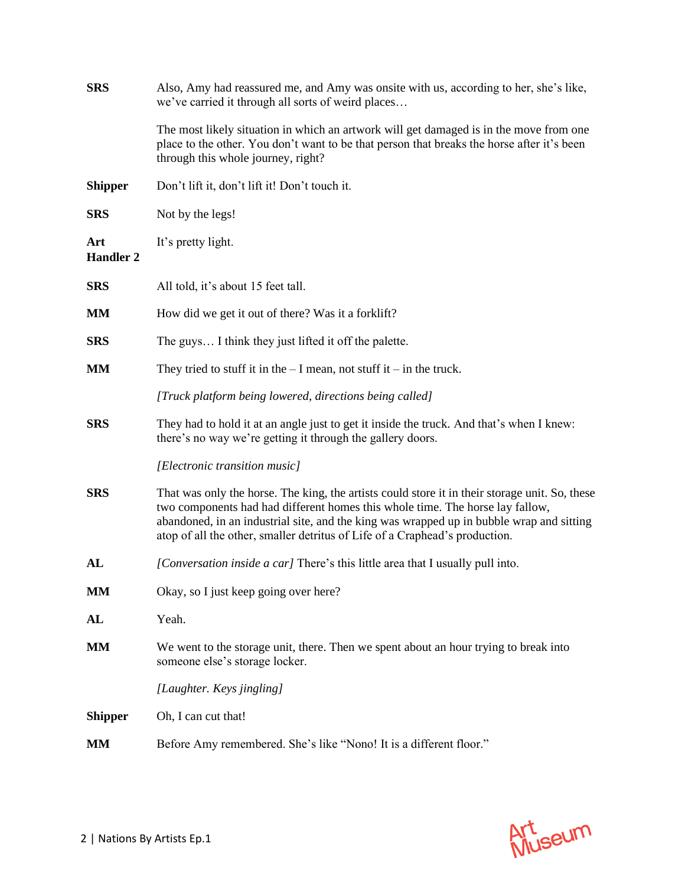**SRS** Also, Amy had reassured me, and Amy was onsite with us, according to her, she's like, we've carried it through all sorts of weird places…

The most likely situation in which an artwork will get damaged is in the move from one place to the other. You don't want to be that person that breaks the horse after it's been through this whole journey, right?

**Shipper** Don't lift it, don't lift it! Don't touch it.

**SRS** Not by the legs!

**Art Handler 2** It's pretty light.

**SRS** All told, it's about 15 feet tall.

**MM** How did we get it out of there? Was it a forklift?

**SRS** The guys… I think they just lifted it off the palette.

**MM** They tried to stuff it in the – I mean, not stuff it – in the truck.

*[Truck platform being lowered, directions being called]*

**SRS** They had to hold it at an angle just to get it inside the truck. And that's when I knew: there's no way we're getting it through the gallery doors.

*[Electronic transition music]*

**SRS** That was only the horse. The king, the artists could store it in their storage unit. So, these two components had had different homes this whole time. The horse lay fallow, abandoned, in an industrial site, and the king was wrapped up in bubble wrap and sitting atop of all the other, smaller detritus of Life of a Craphead's production.

**AL** *[Conversation inside a car]* There's this little area that I usually pull into.

**MM** Okay, so I just keep going over here?

**AL** Yeah.

**MM** We went to the storage unit, there. Then we spent about an hour trying to break into someone else's storage locker.

*[Laughter. Keys jingling]*

**Shipper** Oh, I can cut that!

**MM** Before Amy remembered. She's like "Nono! It is a different floor."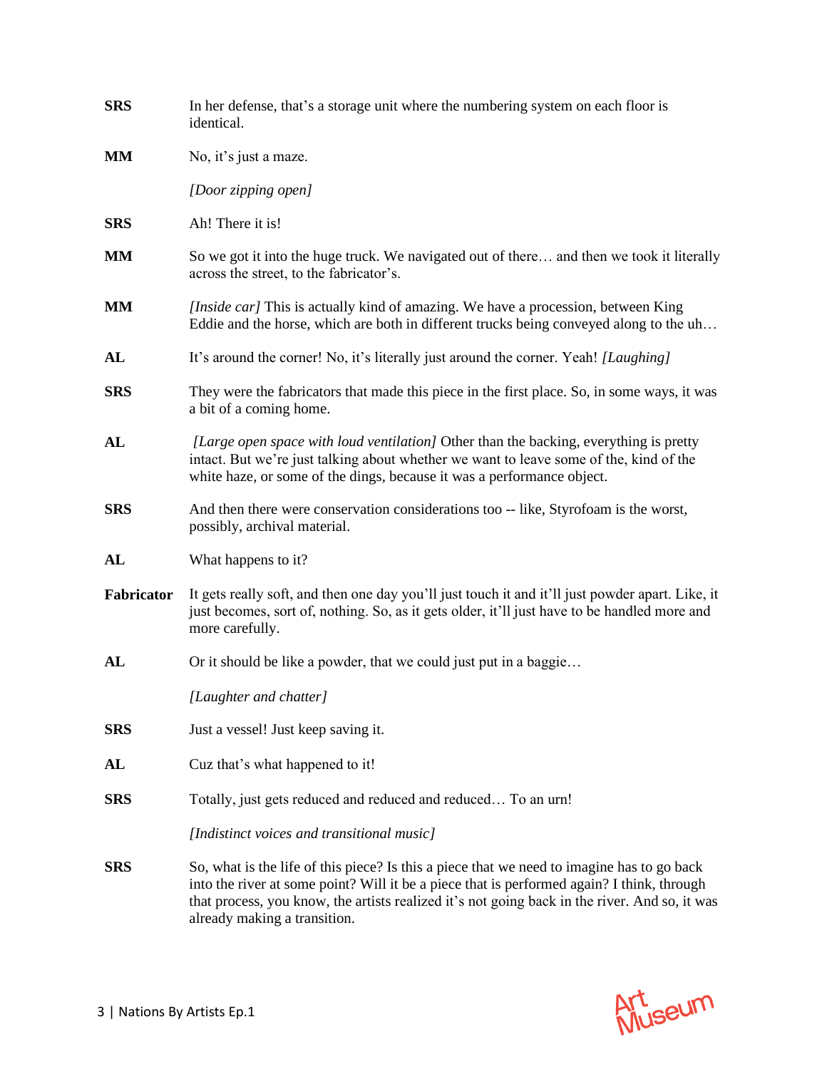**SRS** In her defense, that's a storage unit where the numbering system on each floor is identical.

**MM** No, it's just a maze.

*[Door zipping open]*

**SRS** Ah! There it is!

**MM** So we got it into the huge truck. We navigated out of there… and then we took it literally across the street, to the fabricator's.

**MM** *[Inside car]* This is actually kind of amazing. We have a procession, between King Eddie and the horse, which are both in different trucks being conveyed along to the uh…

**AL** It's around the corner! No, it's literally just around the corner. Yeah! *[Laughing]*

**SRS** They were the fabricators that made this piece in the first place. So, in some ways, it was a bit of a coming home.

**AL** *[Large open space with loud ventilation]* Other than the backing, everything is pretty intact. But we're just talking about whether we want to leave some of the, kind of the white haze, or some of the dings, because it was a performance object.

**SRS** And then there were conservation considerations too -- like, Styrofoam is the worst, possibly, archival material.

**AL** What happens to it?

**Fabricator** It gets really soft, and then one day you'll just touch it and it'll just powder apart. Like, it just becomes, sort of, nothing. So, as it gets older, it'll just have to be handled more and more carefully.

**AL** Or it should be like a powder, that we could just put in a baggie…

*[Laughter and chatter]*

**SRS** Just a vessel! Just keep saving it.

**AL** Cuz that's what happened to it!

**SRS** Totally, just gets reduced and reduced and reduced… To an urn!

*[Indistinct voices and transitional music]*

**SRS** So, what is the life of this piece? Is this a piece that we need to imagine has to go back into the river at some point? Will it be a piece that is performed again? I think, through that process, you know, the artists realized it's not going back in the river. And so, it was already making a transition.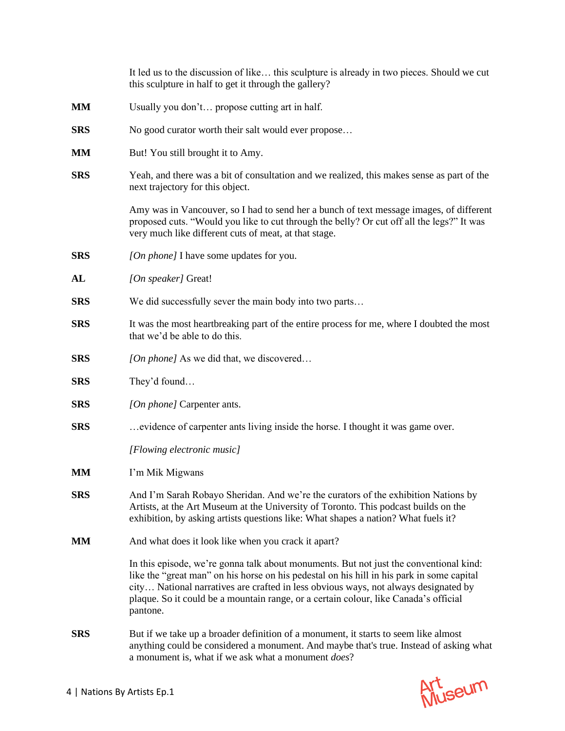It led us to the discussion of like… this sculpture is already in two pieces. Should we cut this sculpture in half to get it through the gallery?

**MM** Usually you don't… propose cutting art in half.

**SRS** No good curator worth their salt would ever propose…

**MM** But! You still brought it to Amy.

**SRS** Yeah, and there was a bit of consultation and we realized, this makes sense as part of the next trajectory for this object.

Amy was in Vancouver, so I had to send her a bunch of text message images, of different proposed cuts. "Would you like to cut through the belly? Or cut off all the legs?" It was very much like different cuts of meat, at that stage.

**SRS** *[On phone]* I have some updates for you.

**AL** *[On speaker]* Great!

**SRS** We did successfully sever the main body into two parts…

**SRS** It was the most heartbreaking part of the entire process for me, where I doubted the most that we'd be able to do this.

**SRS** *[On phone]* As we did that, we discovered…

**SRS** They'd found…

**SRS** *[On phone]* Carpenter ants.

**SRS** …evidence of carpenter ants living inside the horse. I thought it was game over.

*[Flowing electronic music]*

**MM** I'm Mik Migwans

**SRS** And I'm Sarah Robayo Sheridan. And we're the curators of the exhibition Nations by Artists, at the Art Museum at the University of Toronto. This podcast builds on the exhibition, by asking artists questions like: What shapes a nation? What fuels it?

**MM** And what does it look like when you crack it apart?

In this episode, we're gonna talk about monuments. But not just the conventional kind: like the "great man" on his horse on his pedestal on his hill in his park in some capital city… National narratives are crafted in less obvious ways, not always designated by plaque. So it could be a mountain range, or a certain colour, like Canada's official pantone.

**SRS** But if we take up a broader definition of a monument, it starts to seem like almost anything could be considered a monument. And maybe that's true. Instead of asking what a monument is, what if we ask what a monument *does*?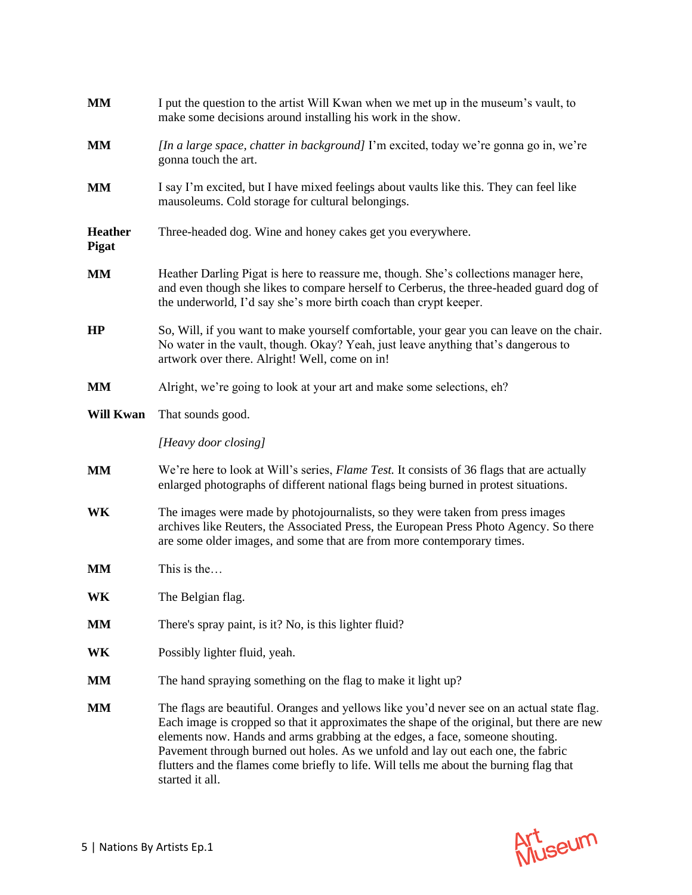**MM** I put the question to the artist Will Kwan when we met up in the museum's vault, to make some decisions around installing his work in the show.

**MM** *[In a large space, chatter in background]* I'm excited, today we're gonna go in, we're gonna touch the art.

**MM** I say I'm excited, but I have mixed feelings about vaults like this. They can feel like mausoleums. Cold storage for cultural belongings.

**Heather Pigat** Three-headed dog. Wine and honey cakes get you everywhere.

**MM** Heather Darling Pigat is here to reassure me, though. She's collections manager here, and even though she likes to compare herself to Cerberus, the three-headed guard dog of the underworld, I'd say she's more birth coach than crypt keeper.

**HP** So, Will, if you want to make yourself comfortable, your gear you can leave on the chair. No water in the vault, though. Okay? Yeah, just leave anything that's dangerous to artwork over there. Alright! Well, come on in!

**MM** Alright, we're going to look at your art and make some selections, eh?

**Will Kwan** That sounds good.

*[Heavy door closing]*

**MM** We're here to look at Will's series, *Flame Test.* It consists of 36 flags that are actually enlarged photographs of different national flags being burned in protest situations.

**WK** The images were made by photojournalists, so they were taken from press images archives like Reuters, the Associated Press, the European Press Photo Agency. So there are some older images, and some that are from more contemporary times.

**MM** This is the…

**WK** The Belgian flag.

**MM** There's spray paint, is it? No, is this lighter fluid?

**WK** Possibly lighter fluid, yeah.

**MM** The hand spraying something on the flag to make it light up?

**MM** The flags are beautiful. Oranges and yellows like you'd never see on an actual state flag. Each image is cropped so that it approximates the shape of the original, but there are new elements now. Hands and arms grabbing at the edges, a face, someone shouting. Pavement through burned out holes. As we unfold and lay out each one, the fabric flutters and the flames come briefly to life. Will tells me about the burning flag that started it all.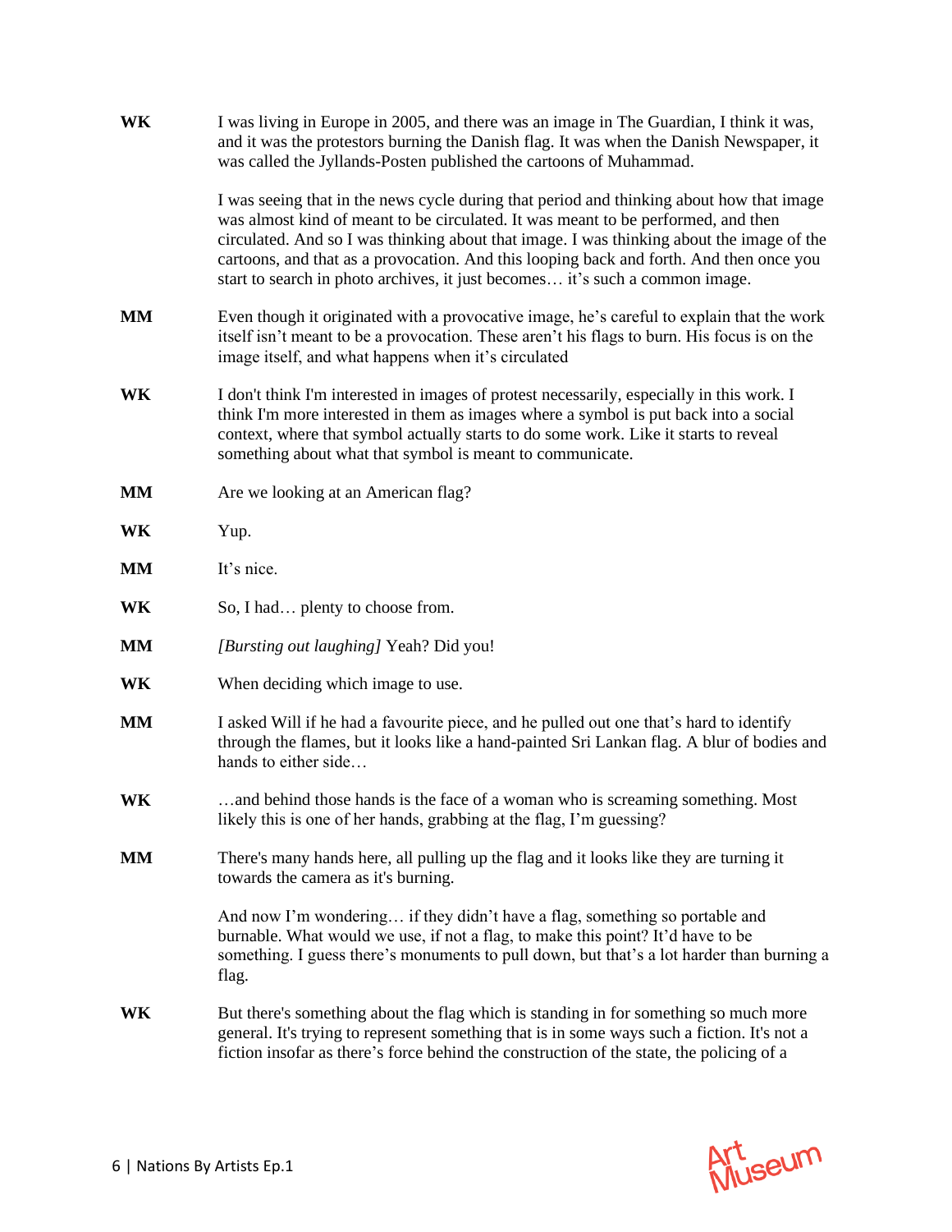**WK** I was living in Europe in 2005, and there was an image in The Guardian, I think it was, and it was the protestors burning the Danish flag. It was when the Danish Newspaper, it was called the Jyllands-Posten published the cartoons of Muhammad.

I was seeing that in the news cycle during that period and thinking about how that image was almost kind of meant to be circulated. It was meant to be performed, and then circulated. And so I was thinking about that image. I was thinking about the image of the cartoons, and that as a provocation. And this looping back and forth. And then once you start to search in photo archives, it just becomes… it's such a common image.

**MM** Even though it originated with a provocative image, he's careful to explain that the work itself isn't meant to be a provocation. These aren't his flags to burn. His focus is on the image itself, and what happens when it's circulated

**WK** I don't think I'm interested in images of protest necessarily, especially in this work. I think I'm more interested in them as images where a symbol is put back into a social context, where that symbol actually starts to do some work. Like it starts to reveal something about what that symbol is meant to communicate.

**MM** Are we looking at an American flag?

**WK** Yup.

**MM** It's nice.

**WK** So, I had… plenty to choose from.

**MM** *[Bursting out laughing]* Yeah? Did you!

**WK** When deciding which image to use.

**MM** I asked Will if he had a favourite piece, and he pulled out one that's hard to identify through the flames, but it looks like a hand-painted Sri Lankan flag. A blur of bodies and hands to either side…

**WK** …and behind those hands is the face of a woman who is screaming something. Most likely this is one of her hands, grabbing at the flag, I'm guessing?

**MM** There's many hands here, all pulling up the flag and it looks like they are turning it towards the camera as it's burning.

And now I'm wondering… if they didn't have a flag, something so portable and burnable. What would we use, if not a flag, to make this point? It'd have to be something. I guess there's monuments to pull down, but that's a lot harder than burning a flag.

**WK** But there's something about the flag which is standing in for something so much more general. It's trying to represent something that is in some ways such a fiction. It's not a fiction insofar as there's force behind the construction of the state, the policing of a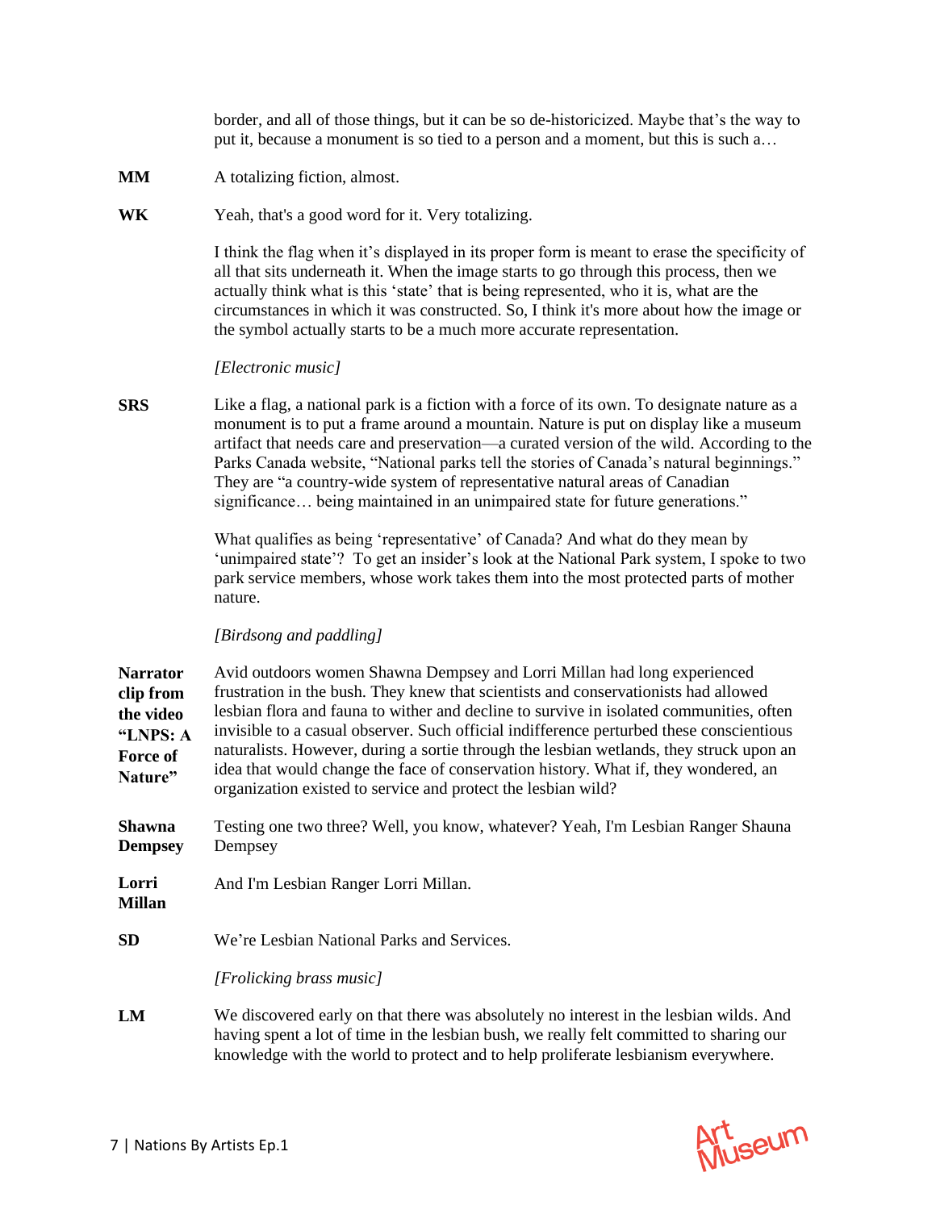border, and all of those things, but it can be so de-historicized. Maybe that's the way to put it, because a monument is so tied to a person and a moment, but this is such a…

**MM** A totalizing fiction, almost.

**WK** Yeah, that's a good word for it. Very totalizing.

I think the flag when it's displayed in its proper form is meant to erase the specificity of all that sits underneath it. When the image starts to go through this process, then we actually think what is this 'state' that is being represented, who it is, what are the circumstances in which it was constructed. So, I think it's more about how the image or the symbol actually starts to be a much more accurate representation.

*[Electronic music]*

**SRS** Like a flag, a national park is a fiction with a force of its own. To designate nature as a monument is to put a frame around a mountain. Nature is put on display like a museum artifact that needs care and preservation—a curated version of the wild. According to the Parks Canada website, "National parks tell the stories of Canada's natural beginnings." They are "a country-wide system of representative natural areas of Canadian significance… being maintained in an unimpaired state for future generations."

What qualifies as being 'representative' of Canada? And what do they mean by 'unimpaired state'? To get an insider's look at the National Park system, I spoke to two park service members, whose work takes them into the most protected parts of mother nature.

*[Birdsong and paddling]*

**Narrator clip from the video "LNPS: A Force of Nature"** Avid outdoors women Shawna Dempsey and Lorri Millan had long experienced frustration in the bush. They knew that scientists and conservationists had allowed lesbian flora and fauna to wither and decline to survive in isolated communities, often invisible to a casual observer. Such official indifference perturbed these conscientious naturalists. However, during a sortie through the lesbian wetlands, they struck upon an idea that would change the face of conservation history. What if, they wondered, an organization existed to service and protect the lesbian wild?

**Shawna Dempsey** Testing one two three? Well, you know, whatever? Yeah, I'm Lesbian Ranger Shauna Dempsey

**Lorri Millan** And I'm Lesbian Ranger Lorri Millan.

**SD** We're Lesbian National Parks and Services.

*[Frolicking brass music]*

**LM** We discovered early on that there was absolutely no interest in the lesbian wilds. And having spent a lot of time in the lesbian bush, we really felt committed to sharing our knowledge with the world to protect and to help proliferate lesbianism everywhere.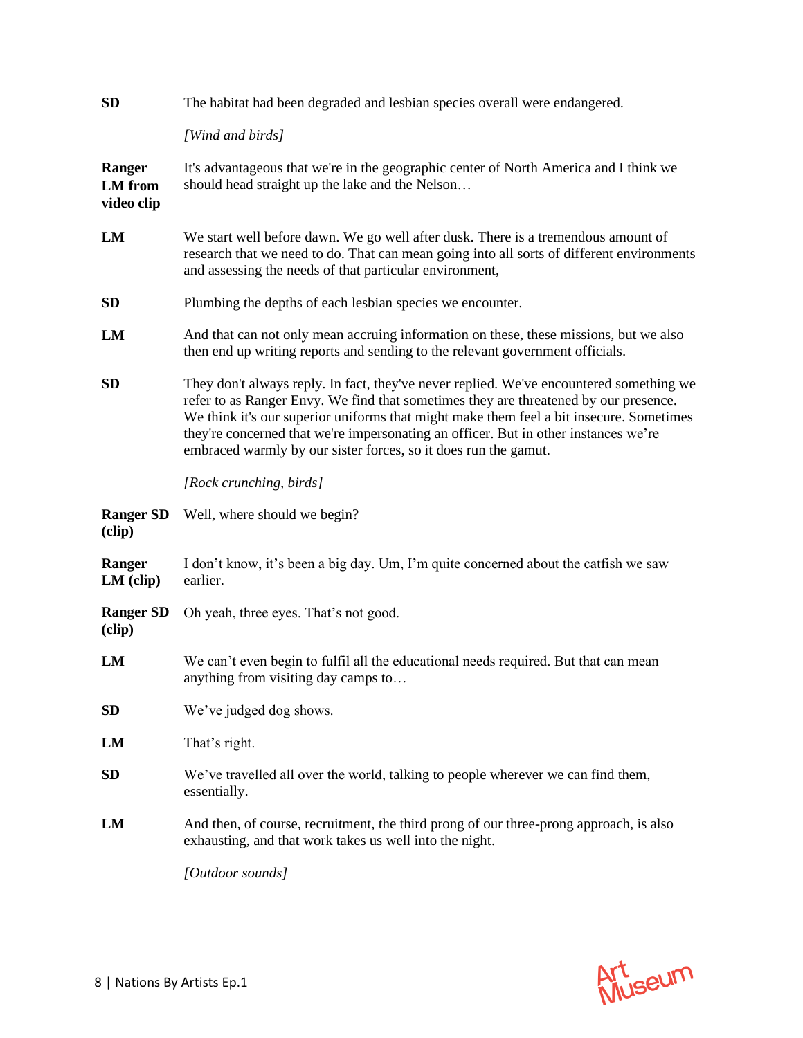**SD** The habitat had been degraded and lesbian species overall were endangered.

*[Wind and birds]*

**Ranger LM from video clip** It's advantageous that we're in the geographic center of North America and I think we should head straight up the lake and the Nelson…

**LM** We start well before dawn. We go well after dusk. There is a tremendous amount of research that we need to do. That can mean going into all sorts of different environments and assessing the needs of that particular environment,

**SD** Plumbing the depths of each lesbian species we encounter.

**LM** And that can not only mean accruing information on these, these missions, but we also then end up writing reports and sending to the relevant government officials.

**SD** They don't always reply. In fact, they've never replied. We've encountered something we refer to as Ranger Envy. We find that sometimes they are threatened by our presence. We think it's our superior uniforms that might make them feel a bit insecure. Sometimes they're concerned that we're impersonating an officer. But in other instances we're embraced warmly by our sister forces, so it does run the gamut.

*[Rock crunching, birds]*

**Ranger SD (clip)** Well, where should we begin?

**Ranger LM (clip)** I don't know, it's been a big day. Um, I'm quite concerned about the catfish we saw earlier.

**Ranger SD (clip)** Oh yeah, three eyes. That's not good.

**LM** We can't even begin to fulfil all the educational needs required. But that can mean anything from visiting day camps to…

**SD** We've judged dog shows.

**LM** That's right.

**SD** We've travelled all over the world, talking to people wherever we can find them, essentially.

**LM** And then, of course, recruitment, the third prong of our three-prong approach, is also exhausting, and that work takes us well into the night.

*[Outdoor sounds]*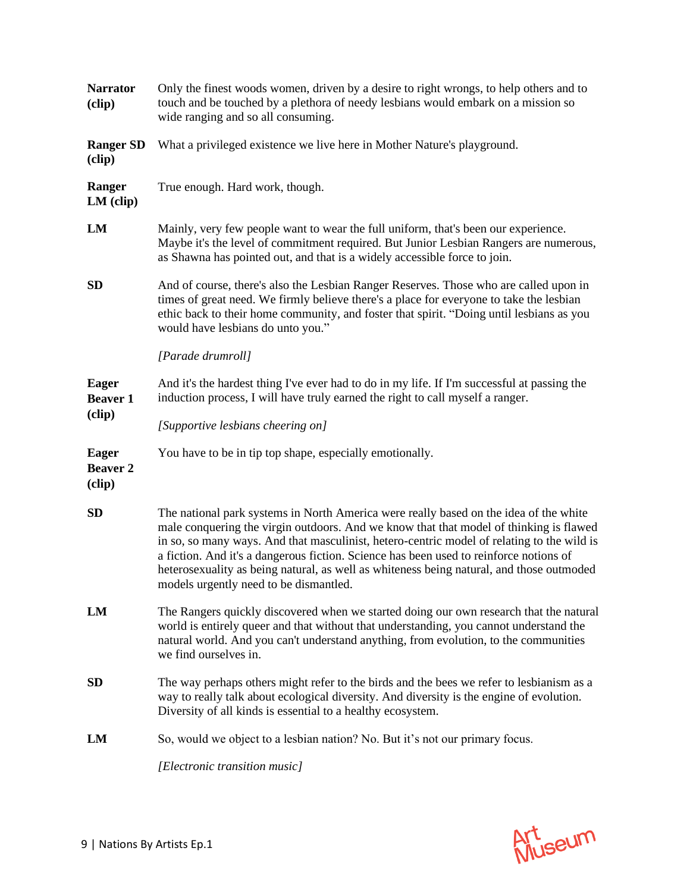**Narrator (clip)** Only the finest woods women, driven by a desire to right wrongs, to help others and to touch and be touched by a plethora of needy lesbians would embark on a mission so wide ranging and so all consuming.

**Ranger SD (clip)** What a privileged existence we live here in Mother Nature's playground.

**Ranger LM (clip)** True enough. Hard work, though.

**LM** Mainly, very few people want to wear the full uniform, that's been our experience. Maybe it's the level of commitment required. But Junior Lesbian Rangers are numerous, as Shawna has pointed out, and that is a widely accessible force to join.

**SD** And of course, there's also the Lesbian Ranger Reserves. Those who are called upon in times of great need. We firmly believe there's a place for everyone to take the lesbian ethic back to their home community, and foster that spirit. "Doing until lesbians as you would have lesbians do unto you."

*[Parade drumroll]*

**Eager Beaver 1 (clip)** And it's the hardest thing I've ever had to do in my life. If I'm successful at passing the induction process, I will have truly earned the right to call myself a ranger.

*[Supportive lesbians cheering on]*

**Eager Beaver 2 (clip)** You have to be in tip top shape, especially emotionally.

**SD** The national park systems in North America were really based on the idea of the white male conquering the virgin outdoors. And we know that that model of thinking is flawed in so, so many ways. And that masculinist, hetero-centric model of relating to the wild is a fiction. And it's a dangerous fiction. Science has been used to reinforce notions of heterosexuality as being natural, as well as whiteness being natural, and those outmoded models urgently need to be dismantled.

**LM** The Rangers quickly discovered when we started doing our own research that the natural world is entirely queer and that without that understanding, you cannot understand the natural world. And you can't understand anything, from evolution, to the communities we find ourselves in.

**SD** The way perhaps others might refer to the birds and the bees we refer to lesbianism as a way to really talk about ecological diversity. And diversity is the engine of evolution. Diversity of all kinds is essential to a healthy ecosystem.

**LM** So, would we object to a lesbian nation? No. But it's not our primary focus.

*[Electronic transition music]*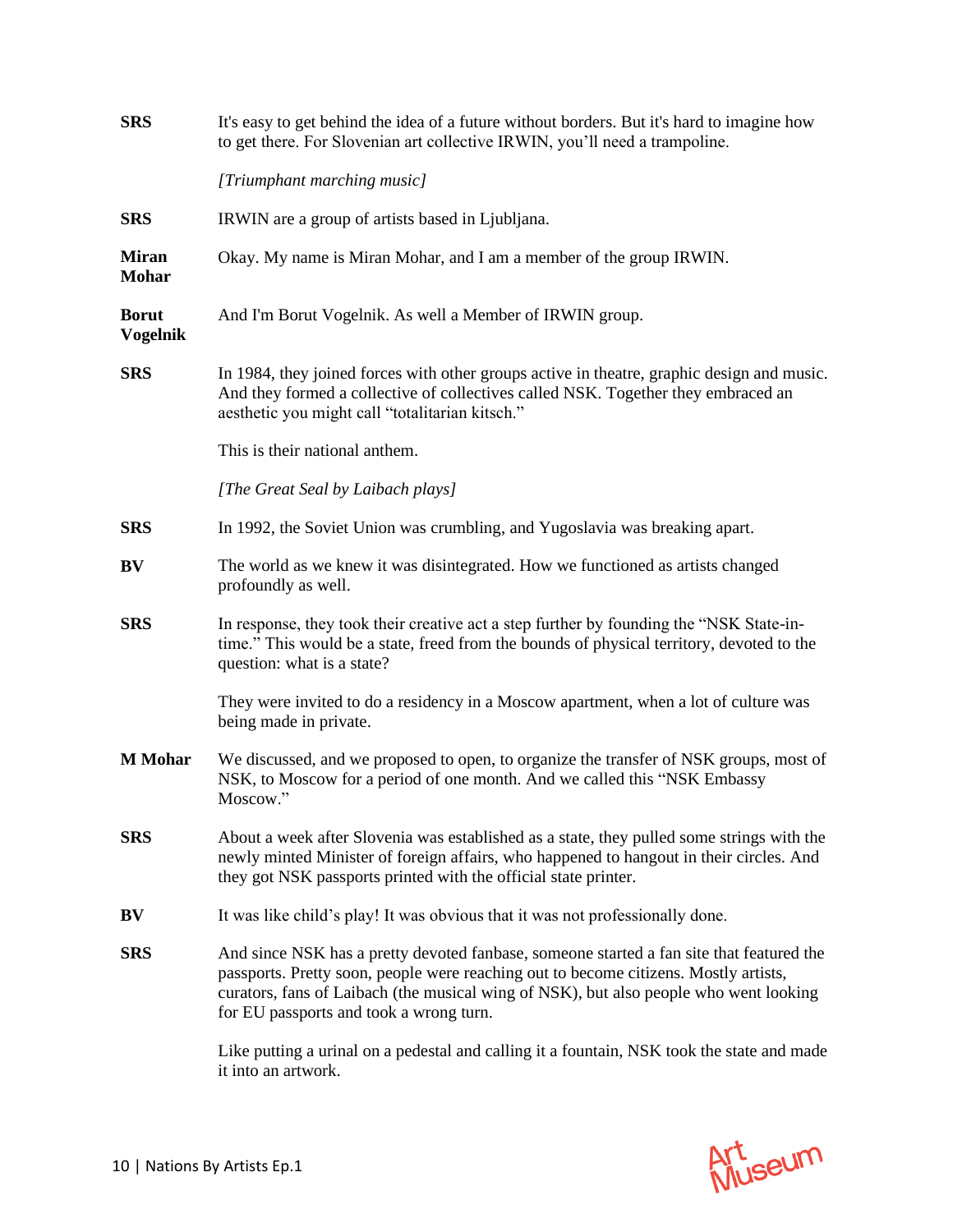**SRS** It's easy to get behind the idea of a future without borders. But it's hard to imagine how to get there. For Slovenian art collective IRWIN, you'll need a trampoline.

*[Triumphant marching music]*

**SRS** IRWIN are a group of artists based in Ljubljana.

**Miran Mohar** Okay. My name is Miran Mohar, and I am a member of the group IRWIN.

**Borut Vogelnik** And I'm Borut Vogelnik. As well a Member of IRWIN group.

**SRS** In 1984, they joined forces with other groups active in theatre, graphic design and music. And they formed a collective of collectives called NSK. Together they embraced an aesthetic you might call "totalitarian kitsch."

This is their national anthem.

*[The Great Seal by Laibach plays]*

**SRS** In 1992, the Soviet Union was crumbling, and Yugoslavia was breaking apart.

**BV** The world as we knew it was disintegrated. How we functioned as artists changed profoundly as well.

**SRS** In response, they took their creative act a step further by founding the "NSK State-in-time." This would be a state, freed from the bounds of physical territory, devoted to the question: what is a state?

They were invited to do a residency in a Moscow apartment, when a lot of culture was being made in private.

**M Mohar** We discussed, and we proposed to open, to organize the transfer of NSK groups, most of NSK, to Moscow for a period of one month. And we called this "NSK Embassy Moscow."

**SRS** About a week after Slovenia was established as a state, they pulled some strings with the newly minted Minister of foreign affairs, who happened to hangout in their circles. And they got NSK passports printed with the official state printer.

**BV** It was like child's play! It was obvious that it was not professionally done.

**SRS** And since NSK has a pretty devoted fanbase, someone started a fan site that featured the passports. Pretty soon, people were reaching out to become citizens. Mostly artists, curators, fans of Laibach (the musical wing of NSK), but also people who went looking for EU passports and took a wrong turn.

Like putting a urinal on a pedestal and calling it a fountain, NSK took the state and made it into an artwork.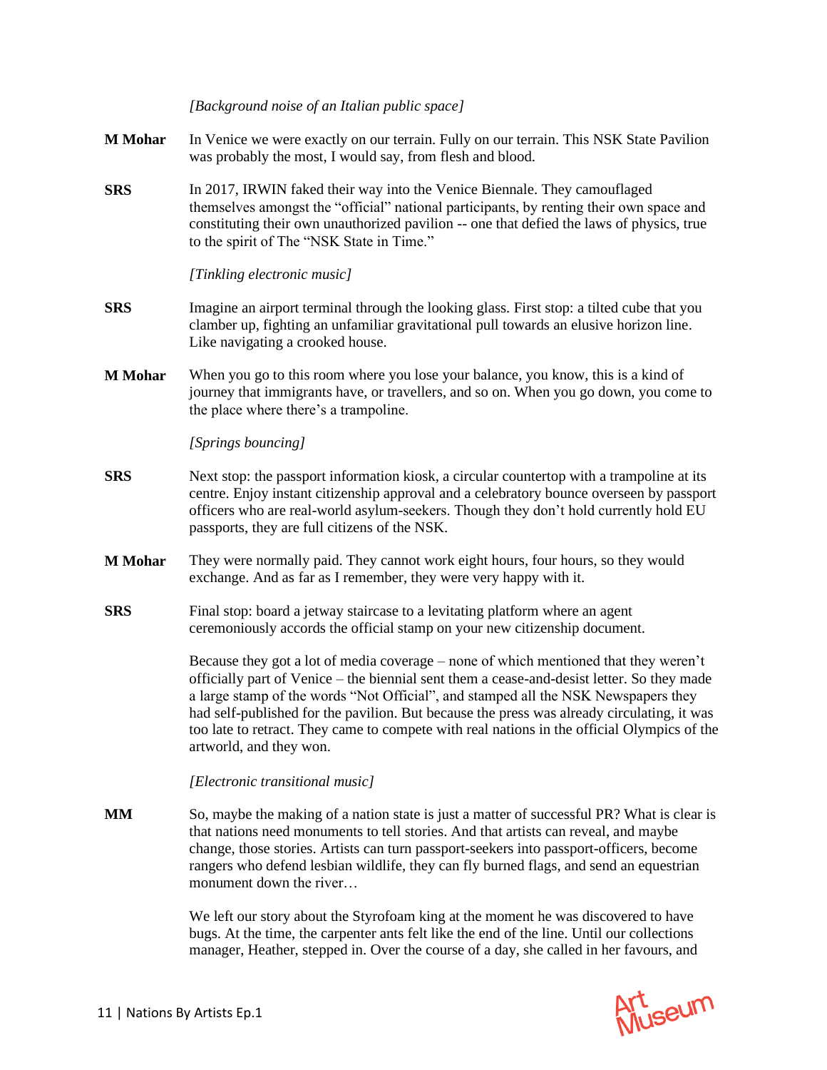*[Background noise of an Italian public space]*

**M Mohar** In Venice we were exactly on our terrain. Fully on our terrain. This NSK State Pavilion was probably the most, I would say, from flesh and blood.

**SRS** In 2017, IRWIN faked their way into the Venice Biennale. They camouflaged themselves amongst the "official" national participants, by renting their own space and constituting their own unauthorized pavilion -- one that defied the laws of physics, true to the spirit of The "NSK State in Time."

*[Tinkling electronic music]*

**SRS** Imagine an airport terminal through the looking glass. First stop: a tilted cube that you clamber up, fighting an unfamiliar gravitational pull towards an elusive horizon line. Like navigating a crooked house.

**M Mohar** When you go to this room where you lose your balance, you know, this is a kind of journey that immigrants have, or travellers, and so on. When you go down, you come to the place where there's a trampoline.

*[Springs bouncing]*

**SRS** Next stop: the passport information kiosk, a circular countertop with a trampoline at its centre. Enjoy instant citizenship approval and a celebratory bounce overseen by passport officers who are real-world asylum-seekers. Though they don't hold currently hold EU passports, they are full citizens of the NSK.

**M Mohar** They were normally paid. They cannot work eight hours, four hours, so they would exchange. And as far as I remember, they were very happy with it.

**SRS** Final stop: board a jetway staircase to a levitating platform where an agent ceremoniously accords the official stamp on your new citizenship document.

Because they got a lot of media coverage – none of which mentioned that they weren't officially part of Venice – the biennial sent them a cease-and-desist letter. So they made a large stamp of the words "Not Official", and stamped all the NSK Newspapers they had self-published for the pavilion. But because the press was already circulating, it was too late to retract. They came to compete with real nations in the official Olympics of the artworld, and they won.

*[Electronic transitional music]*

**MM** So, maybe the making of a nation state is just a matter of successful PR? What is clear is that nations need monuments to tell stories. And that artists can reveal, and maybe change, those stories. Artists can turn passport-seekers into passport-officers, become rangers who defend lesbian wildlife, they can fly burned flags, and send an equestrian monument down the river…

We left our story about the Styrofoam king at the moment he was discovered to have bugs. At the time, the carpenter ants felt like the end of the line. Until our collections manager, Heather, stepped in. Over the course of a day, she called in her favours, and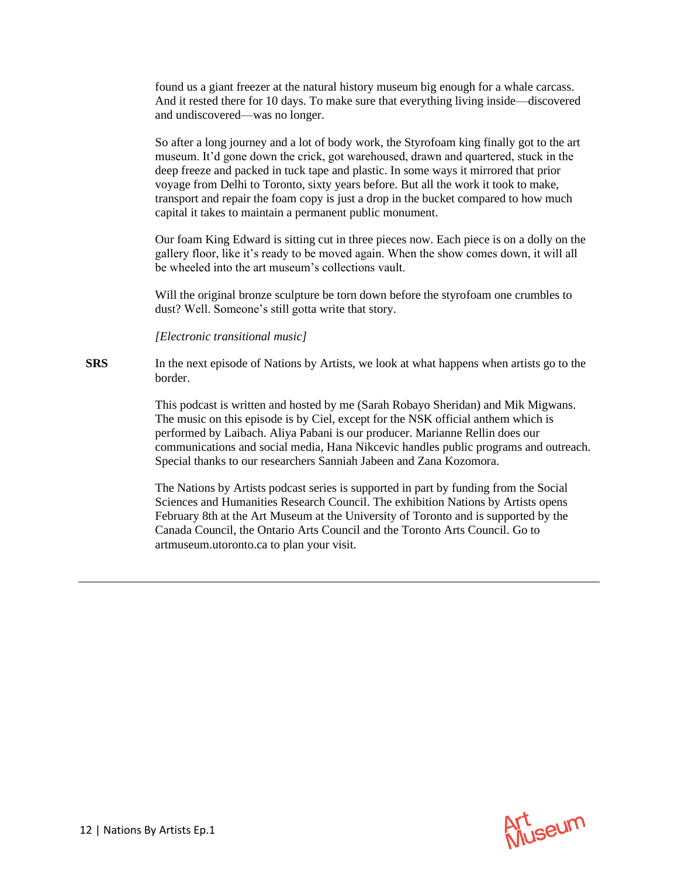found us a giant freezer at the natural history museum big enough for a whale carcass. And it rested there for 10 days. To make sure that everything living inside—discovered and undiscovered—was no longer.

So after a long journey and a lot of body work, the Styrofoam king finally got to the art museum. It'd gone down the crick, got warehoused, drawn and quartered, stuck in the deep freeze and packed in tuck tape and plastic. In some ways it mirrored that prior voyage from Delhi to Toronto, sixty years before. But all the work it took to make, transport and repair the foam copy is just a drop in the bucket compared to how much capital it takes to maintain a permanent public monument.

Our foam King Edward is sitting cut in three pieces now. Each piece is on a dolly on the gallery floor, like it's ready to be moved again. When the show comes down, it will all be wheeled into the art museum's collections vault.

Will the original bronze sculpture be torn down before the styrofoam one crumbles to dust? Well. Someone's still gotta write that story.

*[Electronic transitional music]*

**SRS** In the next episode of Nations by Artists, we look at what happens when artists go to the border.

This podcast is written and hosted by me (Sarah Robayo Sheridan) and Mik Migwans. The music on this episode is by Ciel, except for the NSK official anthem which is performed by Laibach. Aliya Pabani is our producer. Marianne Rellin does our communications and social media, Hana Nikcevic handles public programs and outreach. Special thanks to our researchers Sanniah Jabeen and Zana Kozomora.

The Nations by Artists podcast series is supported in part by funding from the Social Sciences and Humanities Research Council. The exhibition Nations by Artists opens February 8th at the Art Museum at the University of Toronto and is supported by the Canada Council, the Ontario Arts Council and the Toronto Arts Council. Go to artmuseum.utoronto.ca to plan your visit.

---